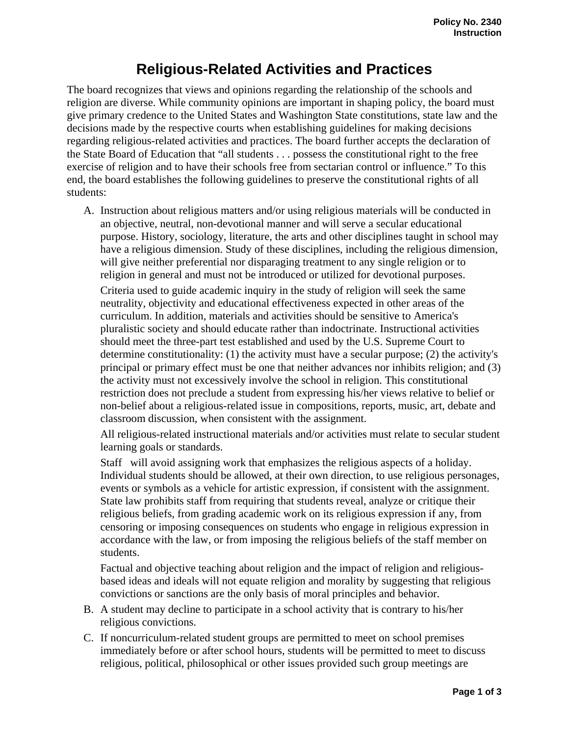Policy No. 2340
Instruction

# Religious-Related Activities and Practices

The board recognizes that views and opinions regarding the relationship of the schools and religion are diverse. While community opinions are important in shaping policy, the board must give primary credence to the United States and Washington State constitutions, state law and the decisions made by the respective courts when establishing guidelines for making decisions regarding religious-related activities and practices. The board further accepts the declaration of the State Board of Education that "all students . . . possess the constitutional right to the free exercise of religion and to have their schools free from sectarian control or influence." To this end, the board establishes the following guidelines to preserve the constitutional rights of all students:

A. Instruction about religious matters and/or using religious materials will be conducted in an objective, neutral, non-devotional manner and will serve a secular educational purpose. History, sociology, literature, the arts and other disciplines taught in school may have a religious dimension. Study of these disciplines, including the religious dimension, will give neither preferential nor disparaging treatment to any single religion or to religion in general and must not be introduced or utilized for devotional purposes.

   Criteria used to guide academic inquiry in the study of religion will seek the same neutrality, objectivity and educational effectiveness expected in other areas of the curriculum. In addition, materials and activities should be sensitive to America's pluralistic society and should educate rather than indoctrinate. Instructional activities should meet the three-part test established and used by the U.S. Supreme Court to determine constitutionality: (1) the activity must have a secular purpose; (2) the activity's principal or primary effect must be one that neither advances nor inhibits religion; and (3) the activity must not excessively involve the school in religion. This constitutional restriction does not preclude a student from expressing his/her views relative to belief or non-belief about a religious-related issue in compositions, reports, music, art, debate and classroom discussion, when consistent with the assignment.

   All religious-related instructional materials and/or activities must relate to secular student learning goals or standards.

   Staff will avoid assigning work that emphasizes the religious aspects of a holiday. Individual students should be allowed, at their own direction, to use religious personages, events or symbols as a vehicle for artistic expression, if consistent with the assignment. State law prohibits staff from requiring that students reveal, analyze or critique their religious beliefs, from grading academic work on its religious expression if any, from censoring or imposing consequences on students who engage in religious expression in accordance with the law, or from imposing the religious beliefs of the staff member on students.

   Factual and objective teaching about religion and the impact of religion and religious-based ideas and ideals will not equate religion and morality by suggesting that religious convictions or sanctions are the only basis of moral principles and behavior.

B. A student may decline to participate in a school activity that is contrary to his/her religious convictions.

C. If noncurriculum-related student groups are permitted to meet on school premises immediately before or after school hours, students will be permitted to meet to discuss religious, political, philosophical or other issues provided such group meetings are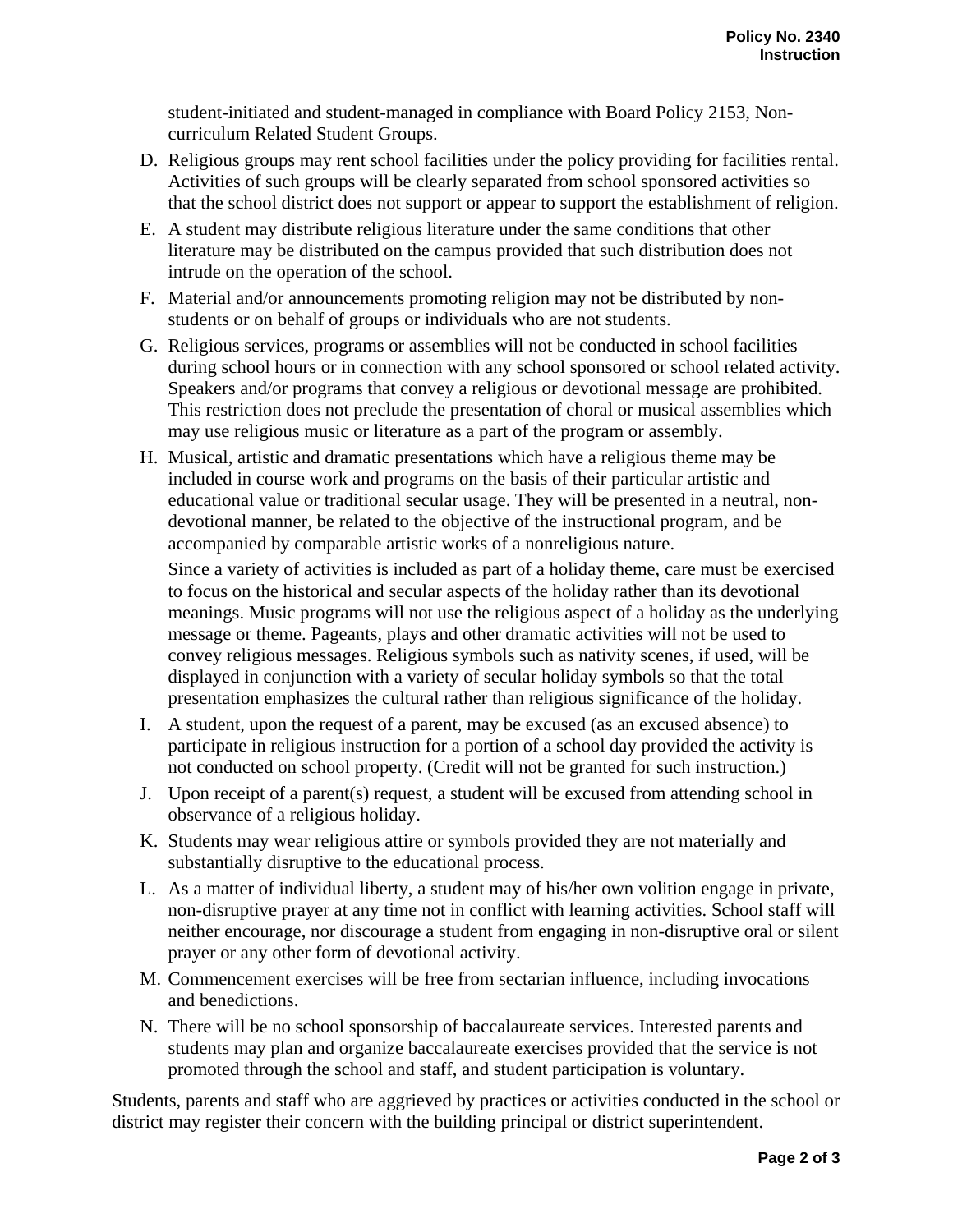student-initiated and student-managed in compliance with Board Policy 2153, Non-curriculum Related Student Groups.

D. Religious groups may rent school facilities under the policy providing for facilities rental. Activities of such groups will be clearly separated from school sponsored activities so that the school district does not support or appear to support the establishment of religion.

E. A student may distribute religious literature under the same conditions that other literature may be distributed on the campus provided that such distribution does not intrude on the operation of the school.

F. Material and/or announcements promoting religion may not be distributed by non-students or on behalf of groups or individuals who are not students.

G. Religious services, programs or assemblies will not be conducted in school facilities during school hours or in connection with any school sponsored or school related activity. Speakers and/or programs that convey a religious or devotional message are prohibited. This restriction does not preclude the presentation of choral or musical assemblies which may use religious music or literature as a part of the program or assembly.

H. Musical, artistic and dramatic presentations which have a religious theme may be included in course work and programs on the basis of their particular artistic and educational value or traditional secular usage. They will be presented in a neutral, non-devotional manner, be related to the objective of the instructional program, and be accompanied by comparable artistic works of a nonreligious nature.

   Since a variety of activities is included as part of a holiday theme, care must be exercised to focus on the historical and secular aspects of the holiday rather than its devotional meanings. Music programs will not use the religious aspect of a holiday as the underlying message or theme. Pageants, plays and other dramatic activities will not be used to convey religious messages. Religious symbols such as nativity scenes, if used, will be displayed in conjunction with a variety of secular holiday symbols so that the total presentation emphasizes the cultural rather than religious significance of the holiday.

I. A student, upon the request of a parent, may be excused (as an excused absence) to participate in religious instruction for a portion of a school day provided the activity is not conducted on school property. (Credit will not be granted for such instruction.)

J. Upon receipt of a parent(s) request, a student will be excused from attending school in observance of a religious holiday.

K. Students may wear religious attire or symbols provided they are not materially and substantially disruptive to the educational process.

L. As a matter of individual liberty, a student may of his/her own volition engage in private, non-disruptive prayer at any time not in conflict with learning activities. School staff will neither encourage, nor discourage a student from engaging in non-disruptive oral or silent prayer or any other form of devotional activity.

M. Commencement exercises will be free from sectarian influence, including invocations and benedictions.

N. There will be no school sponsorship of baccalaureate services. Interested parents and students may plan and organize baccalaureate exercises provided that the service is not promoted through the school and staff, and student participation is voluntary.

Students, parents and staff who are aggrieved by practices or activities conducted in the school or district may register their concern with the building principal or district superintendent.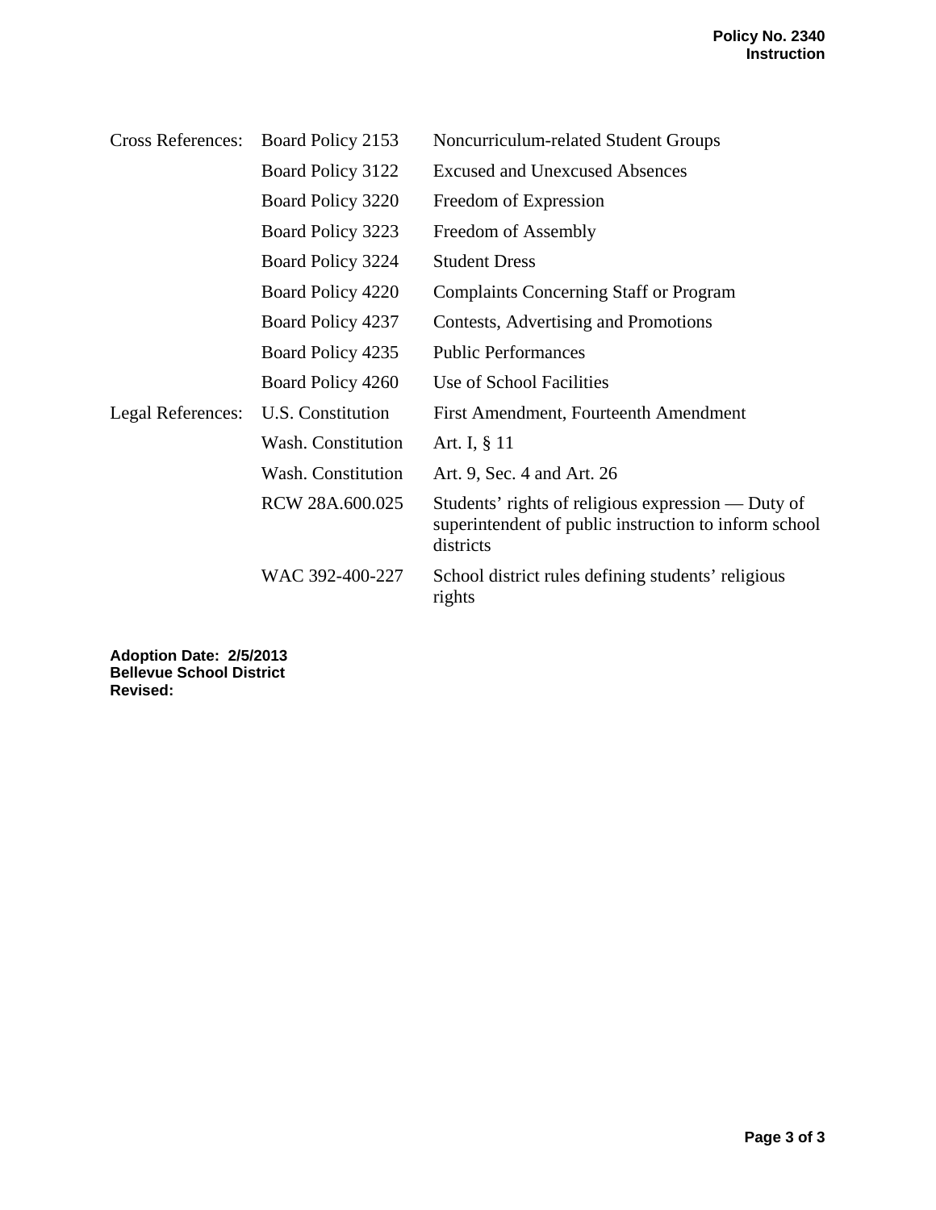| | | |
|---|---|---|
| Cross References: | Board Policy 2153 | Noncurriculum-related Student Groups |
| | Board Policy 3122 | Excused and Unexcused Absences |
| | Board Policy 3220 | Freedom of Expression |
| | Board Policy 3223 | Freedom of Assembly |
| | Board Policy 3224 | Student Dress |
| | Board Policy 4220 | Complaints Concerning Staff or Program |
| | Board Policy 4237 | Contests, Advertising and Promotions |
| | Board Policy 4235 | Public Performances |
| | Board Policy 4260 | Use of School Facilities |
| Legal References: | U.S. Constitution | First Amendment, Fourteenth Amendment |
| | Wash. Constitution | Art. I, § 11 |
| | Wash. Constitution | Art. 9, Sec. 4 and Art. 26 |
| | RCW 28A.600.025 | Students' rights of religious expression — Duty of superintendent of public instruction to inform school districts |
| | WAC 392-400-227 | School district rules defining students' religious rights |

**Adoption Date: 2/5/2013**
**Bellevue School District**
**Revised:**